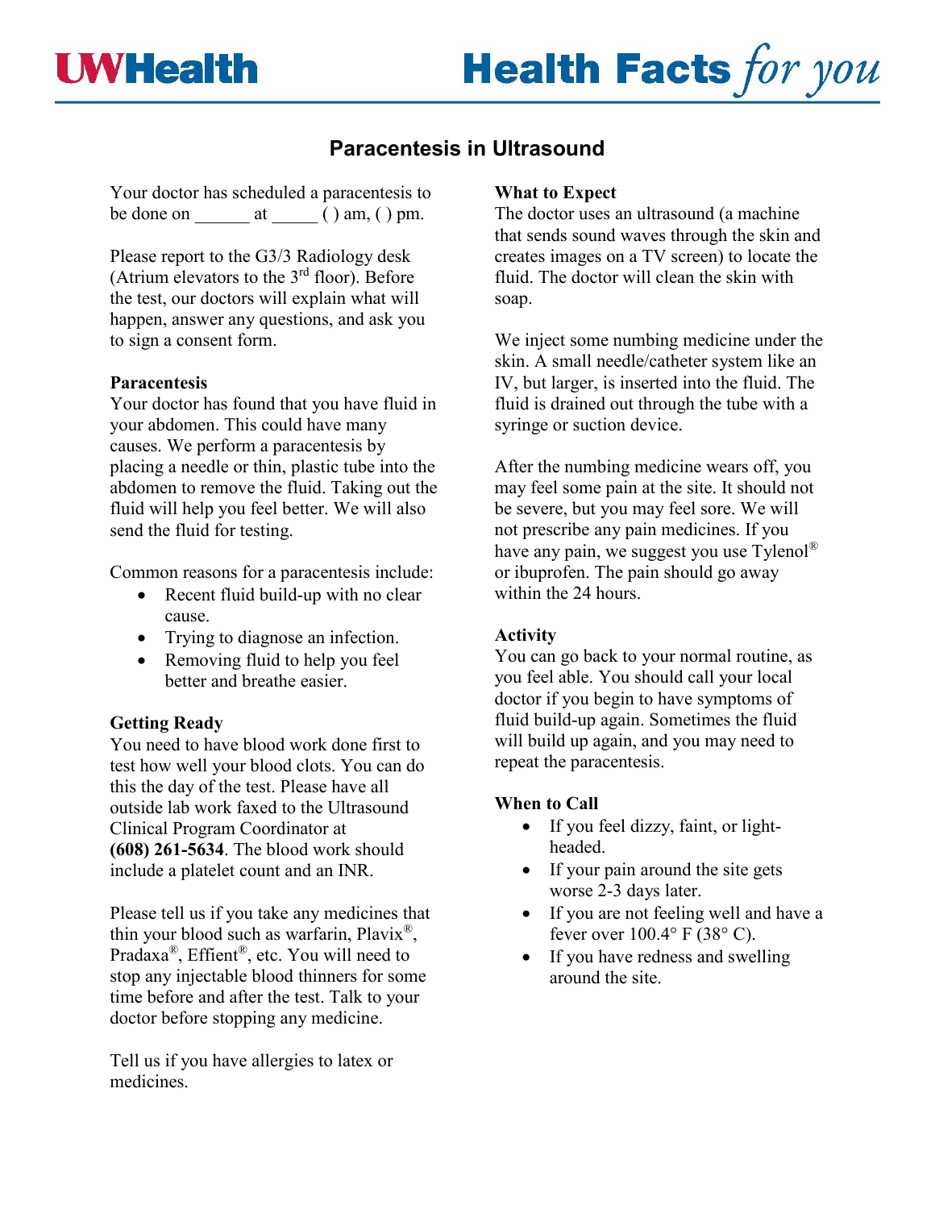UWHealth

# Health Facts *for you*

## Paracentesis in Ultrasound

Your doctor has scheduled a paracentesis to be done on ______ at _____ ( ) am, ( ) pm.

Please report to the G3/3 Radiology desk (Atrium elevators to the 3rd floor). Before the test, our doctors will explain what will happen, answer any questions, and ask you to sign a consent form.

### Paracentesis

Your doctor has found that you have fluid in your abdomen. This could have many causes. We perform a paracentesis by placing a needle or thin, plastic tube into the abdomen to remove the fluid. Taking out the fluid will help you feel better. We will also send the fluid for testing.

Common reasons for a paracentesis include:

- Recent fluid build-up with no clear cause.
- Trying to diagnose an infection.
- Removing fluid to help you feel better and breathe easier.

### Getting Ready

You need to have blood work done first to test how well your blood clots. You can do this the day of the test. Please have all outside lab work faxed to the Ultrasound Clinical Program Coordinator at **(608) 261-5634**. The blood work should include a platelet count and an INR.

Please tell us if you take any medicines that thin your blood such as warfarin, Plavix®, Pradaxa®, Effient®, etc. You will need to stop any injectable blood thinners for some time before and after the test. Talk to your doctor before stopping any medicine.

Tell us if you have allergies to latex or medicines.

### What to Expect

The doctor uses an ultrasound (a machine that sends sound waves through the skin and creates images on a TV screen) to locate the fluid. The doctor will clean the skin with soap.

We inject some numbing medicine under the skin. A small needle/catheter system like an IV, but larger, is inserted into the fluid. The fluid is drained out through the tube with a syringe or suction device.

After the numbing medicine wears off, you may feel some pain at the site. It should not be severe, but you may feel sore. We will not prescribe any pain medicines. If you have any pain, we suggest you use Tylenol® or ibuprofen. The pain should go away within the 24 hours.

### Activity

You can go back to your normal routine, as you feel able. You should call your local doctor if you begin to have symptoms of fluid build-up again. Sometimes the fluid will build up again, and you may need to repeat the paracentesis.

### When to Call

- If you feel dizzy, faint, or light-headed.
- If your pain around the site gets worse 2-3 days later.
- If you are not feeling well and have a fever over 100.4° F (38° C).
- If you have redness and swelling around the site.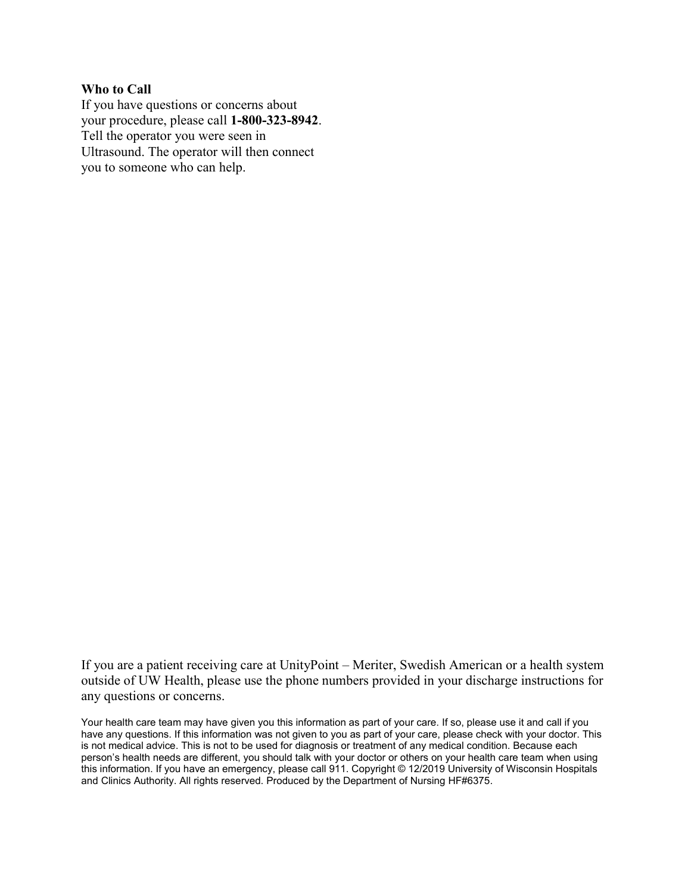**Who to Call**

If you have questions or concerns about your procedure, please call **1-800-323-8942**. Tell the operator you were seen in Ultrasound. The operator will then connect you to someone who can help.

If you are a patient receiving care at UnityPoint – Meriter, Swedish American or a health system outside of UW Health, please use the phone numbers provided in your discharge instructions for any questions or concerns.

Your health care team may have given you this information as part of your care. If so, please use it and call if you have any questions. If this information was not given to you as part of your care, please check with your doctor. This is not medical advice. This is not to be used for diagnosis or treatment of any medical condition. Because each person's health needs are different, you should talk with your doctor or others on your health care team when using this information. If you have an emergency, please call 911. Copyright © 12/2019 University of Wisconsin Hospitals and Clinics Authority. All rights reserved. Produced by the Department of Nursing HF#6375.